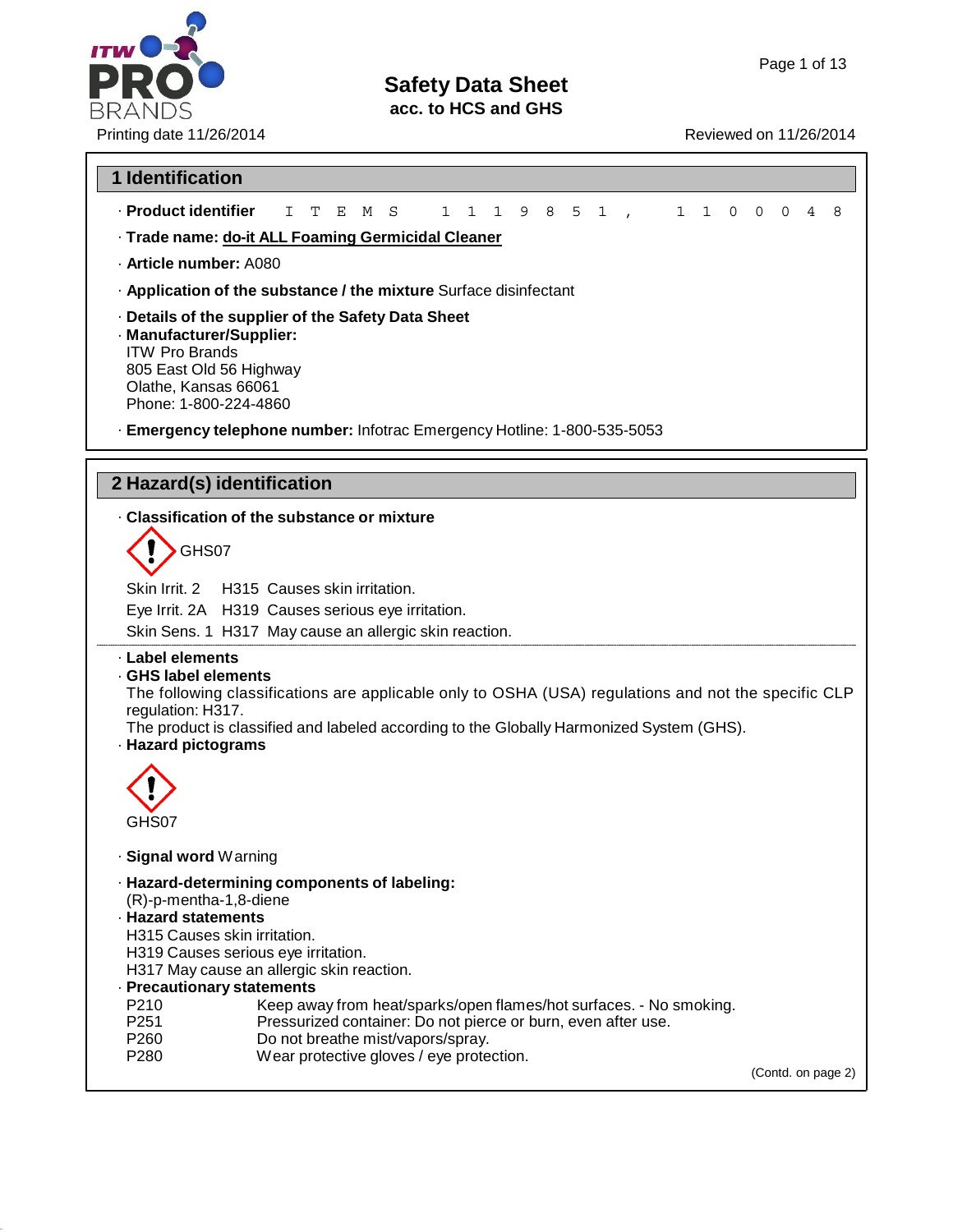# Safety Data Sheet
**acc. to HCS and GHS**

Printing date 11/26/2014 Reviewed on 11/26/2014

## 1 Identification

· **Product identifier** ITEMS 1119851, 1100048

· **Trade name:** do-it ALL Foaming Germicidal Cleaner

· **Article number:** A080

· **Application of the substance / the mixture** Surface disinfectant

· **Details of the supplier of the Safety Data Sheet**

· **Manufacturer/Supplier:**
ITW Pro Brands
805 East Old 56 Highway
Olathe, Kansas 66061
Phone: 1-800-224-4860

· **Emergency telephone number:** Infotrac Emergency Hotline: 1-800-535-5053

## 2 Hazard(s) identification

· **Classification of the substance or mixture**

GHS07

| | | |
|---|---|---|
| Skin Irrit. 2 | H315 | Causes skin irritation. |
| Eye Irrit. 2A | H319 | Causes serious eye irritation. |
| Skin Sens. 1 | H317 | May cause an allergic skin reaction. |

· **Label elements**

· **GHS label elements**
The following classifications are applicable only to OSHA (USA) regulations and not the specific CLP regulation: H317.
The product is classified and labeled according to the Globally Harmonized System (GHS).

· **Hazard pictograms**

GHS07

· **Signal word** Warning

· **Hazard-determining components of labeling:**
(R)-p-mentha-1,8-diene

· **Hazard statements**
H315 Causes skin irritation.
H319 Causes serious eye irritation.
H317 May cause an allergic skin reaction.

· **Precautionary statements**

| | |
|---|---|
| P210 | Keep away from heat/sparks/open flames/hot surfaces. - No smoking. |
| P251 | Pressurized container: Do not pierce or burn, even after use. |
| P260 | Do not breathe mist/vapors/spray. |
| P280 | Wear protective gloves / eye protection. |

(Contd. on page 2)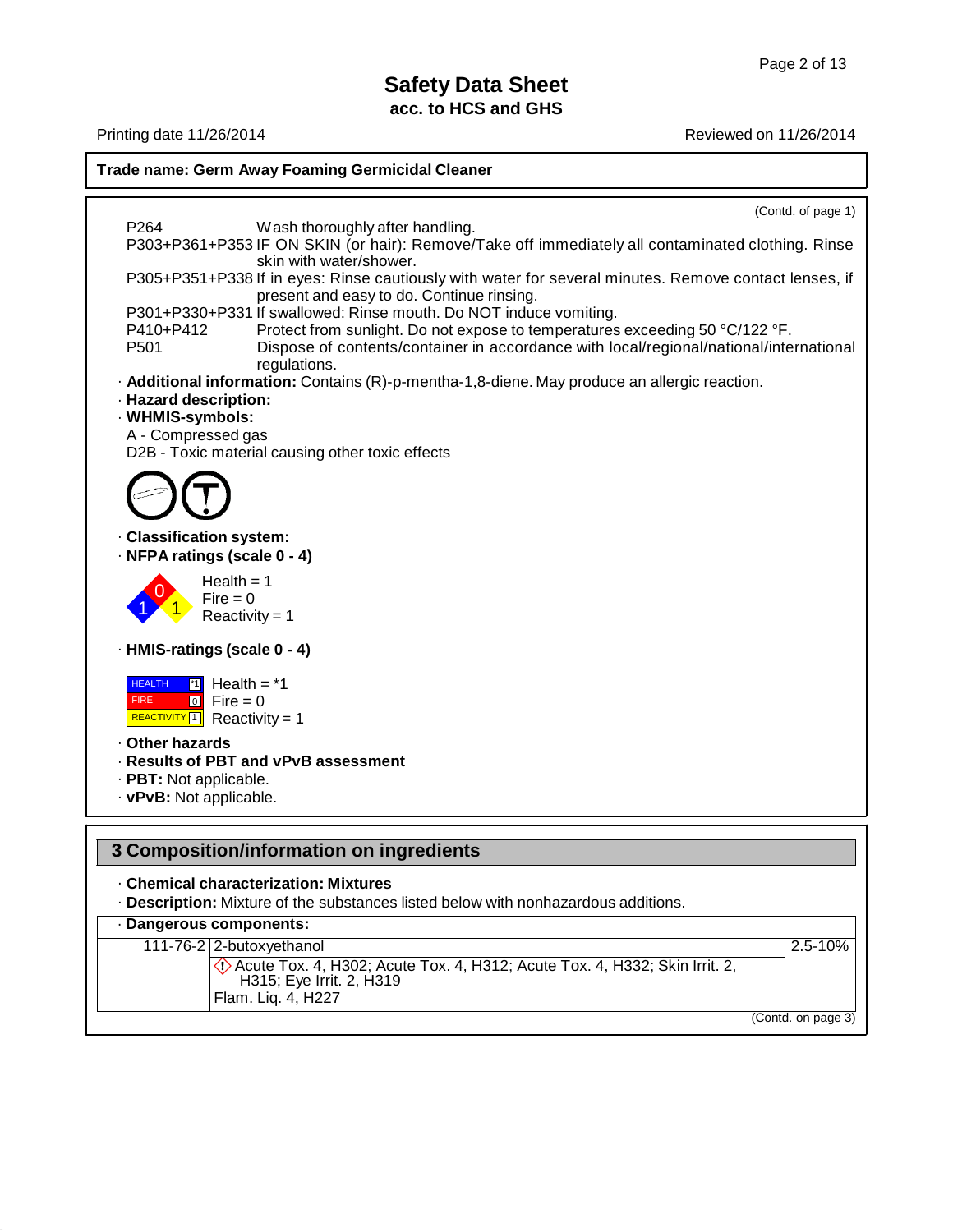# Safety Data Sheet

**acc. to HCS and GHS**

Printing date 11/26/2014 Reviewed on 11/26/2014

**Trade name: Germ Away Foaming Germicidal Cleaner**

(Contd. of page 1)

| | |
|---|---|
| P264 | Wash thoroughly after handling. |
| P303+P361+P353 | IF ON SKIN (or hair): Remove/Take off immediately all contaminated clothing. Rinse skin with water/shower. |
| P305+P351+P338 | If in eyes: Rinse cautiously with water for several minutes. Remove contact lenses, if present and easy to do. Continue rinsing. |
| P301+P330+P331 | If swallowed: Rinse mouth. Do NOT induce vomiting. |
| P410+P412 | Protect from sunlight. Do not expose to temperatures exceeding 50 °C/122 °F. |
| P501 | Dispose of contents/container in accordance with local/regional/national/international regulations. |

· **Additional information:** Contains (R)-p-mentha-1,8-diene. May produce an allergic reaction.

· **Hazard description:**

· **WHMIS-symbols:**

A - Compressed gas

D2B - Toxic material causing other toxic effects

· **Classification system:**

· **NFPA ratings (scale 0 - 4)**

Health = 1
Fire = 0
Reactivity = 1

· **HMIS-ratings (scale 0 - 4)**

| | | |
|---|---|---|
| HEALTH | *1 | Health = *1 |
| FIRE | 0 | Fire = 0 |
| REACTIVITY | 1 | Reactivity = 1 |

· **Other hazards**

· **Results of PBT and vPvB assessment**

· **PBT:** Not applicable.

· **vPvB:** Not applicable.

## 3 Composition/information on ingredients

· **Chemical characterization: Mixtures**

· **Description:** Mixture of the substances listed below with nonhazardous additions.

· **Dangerous components:**

| | | |
|---|---|---|
| 111-76-2 | 2-butoxyethanol<br>Acute Tox. 4, H302; Acute Tox. 4, H312; Acute Tox. 4, H332; Skin Irrit. 2, H315; Eye Irrit. 2, H319<br>Flam. Liq. 4, H227 | 2.5-10% |

(Contd. on page 3)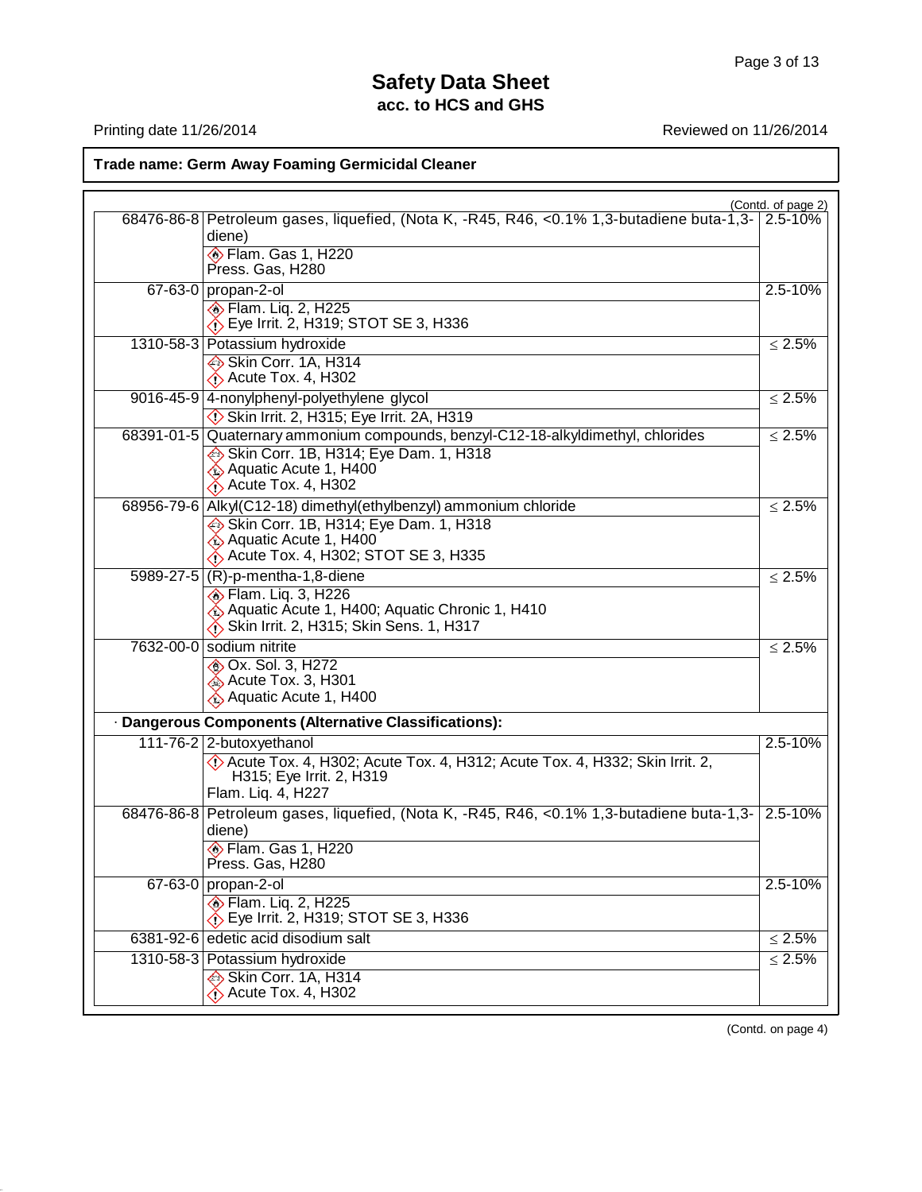**Trade name: Germ Away Foaming Germicidal Cleaner**

(Contd. of page 2)

| CAS | Component | Concentration |
|---|---|---|
| 68476-86-8 | Petroleum gases, liquefied, (Nota K, -R45, R46, <0.1% 1,3-butadiene buta-1,3-diene) | 2.5-10% |
| | Flam. Gas 1, H220<br>Press. Gas, H280 | |
| 67-63-0 | propan-2-ol | 2.5-10% |
| | Flam. Liq. 2, H225<br>Eye Irrit. 2, H319; STOT SE 3, H336 | |
| 1310-58-3 | Potassium hydroxide | ≤ 2.5% |
| | Skin Corr. 1A, H314<br>Acute Tox. 4, H302 | |
| 9016-45-9 | 4-nonylphenyl-polyethylene glycol | ≤ 2.5% |
| | Skin Irrit. 2, H315; Eye Irrit. 2A, H319 | |
| 68391-01-5 | Quaternary ammonium compounds, benzyl-C12-18-alkyldimethyl, chlorides | ≤ 2.5% |
| | Skin Corr. 1B, H314; Eye Dam. 1, H318<br>Aquatic Acute 1, H400<br>Acute Tox. 4, H302 | |
| 68956-79-6 | Alkyl(C12-18) dimethyl(ethylbenzyl) ammonium chloride | ≤ 2.5% |
| | Skin Corr. 1B, H314; Eye Dam. 1, H318<br>Aquatic Acute 1, H400<br>Acute Tox. 4, H302; STOT SE 3, H335 | |
| 5989-27-5 | (R)-p-mentha-1,8-diene | ≤ 2.5% |
| | Flam. Liq. 3, H226<br>Aquatic Acute 1, H400; Aquatic Chronic 1, H410<br>Skin Irrit. 2, H315; Skin Sens. 1, H317 | |
| 7632-00-0 | sodium nitrite | ≤ 2.5% |
| | Ox. Sol. 3, H272<br>Acute Tox. 3, H301<br>Aquatic Acute 1, H400 | |
| **· Dangerous Components (Alternative Classifications):** | | |
| 111-76-2 | 2-butoxyethanol | 2.5-10% |
| | Acute Tox. 4, H302; Acute Tox. 4, H312; Acute Tox. 4, H332; Skin Irrit. 2, H315; Eye Irrit. 2, H319<br>Flam. Liq. 4, H227 | |
| 68476-86-8 | Petroleum gases, liquefied, (Nota K, -R45, R46, <0.1% 1,3-butadiene buta-1,3-diene) | 2.5-10% |
| | Flam. Gas 1, H220<br>Press. Gas, H280 | |
| 67-63-0 | propan-2-ol | 2.5-10% |
| | Flam. Liq. 2, H225<br>Eye Irrit. 2, H319; STOT SE 3, H336 | |
| 6381-92-6 | edetic acid disodium salt | ≤ 2.5% |
| 1310-58-3 | Potassium hydroxide | ≤ 2.5% |
| | Skin Corr. 1A, H314<br>Acute Tox. 4, H302 | |

(Contd. on page 4)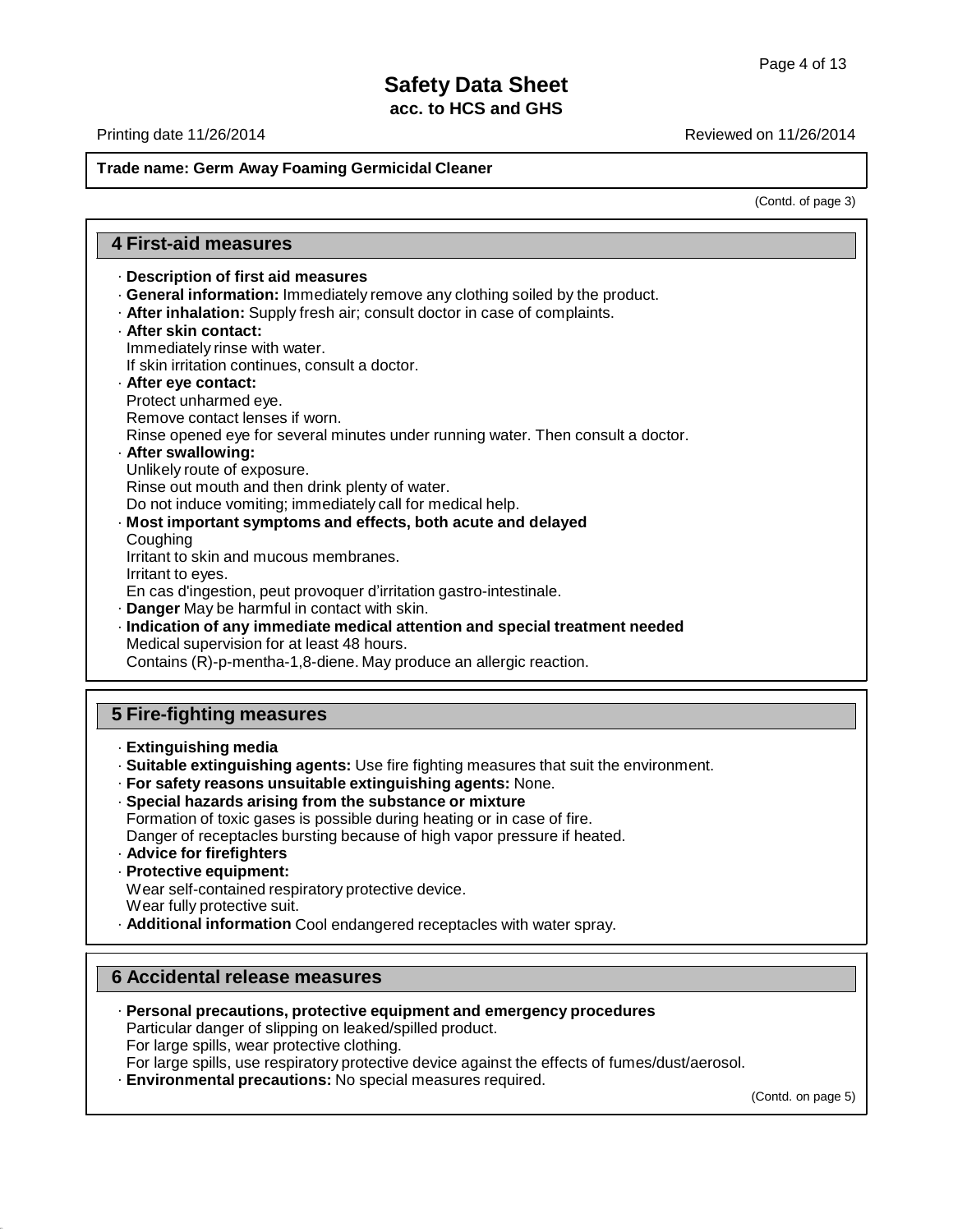# Safety Data Sheet

**acc. to HCS and GHS**

Printing date 11/26/2014 Reviewed on 11/26/2014

**Trade name: Germ Away Foaming Germicidal Cleaner**

(Contd. of page 3)

## 4 First-aid measures

· **Description of first aid measures**

· **General information:** Immediately remove any clothing soiled by the product.

· **After inhalation:** Supply fresh air; consult doctor in case of complaints.

· **After skin contact:**

Immediately rinse with water.

If skin irritation continues, consult a doctor.

· **After eye contact:**

Protect unharmed eye.

Remove contact lenses if worn.

Rinse opened eye for several minutes under running water. Then consult a doctor.

· **After swallowing:**

Unlikely route of exposure.

Rinse out mouth and then drink plenty of water.

Do not induce vomiting; immediately call for medical help.

· **Most important symptoms and effects, both acute and delayed**

Coughing

Irritant to skin and mucous membranes.

Irritant to eyes.

En cas d'ingestion, peut provoquer d'irritation gastro-intestinale.

· **Danger** May be harmful in contact with skin.

· **Indication of any immediate medical attention and special treatment needed**

Medical supervision for at least 48 hours.

Contains (R)-p-mentha-1,8-diene. May produce an allergic reaction.

## 5 Fire-fighting measures

· **Extinguishing media**

· **Suitable extinguishing agents:** Use fire fighting measures that suit the environment.

· **For safety reasons unsuitable extinguishing agents:** None.

· **Special hazards arising from the substance or mixture**

Formation of toxic gases is possible during heating or in case of fire.

Danger of receptacles bursting because of high vapor pressure if heated.

· **Advice for firefighters**

· **Protective equipment:**

Wear self-contained respiratory protective device.

Wear fully protective suit.

· **Additional information** Cool endangered receptacles with water spray.

## 6 Accidental release measures

· **Personal precautions, protective equipment and emergency procedures**

Particular danger of slipping on leaked/spilled product.

For large spills, wear protective clothing.

For large spills, use respiratory protective device against the effects of fumes/dust/aerosol.

· **Environmental precautions:** No special measures required.

(Contd. on page 5)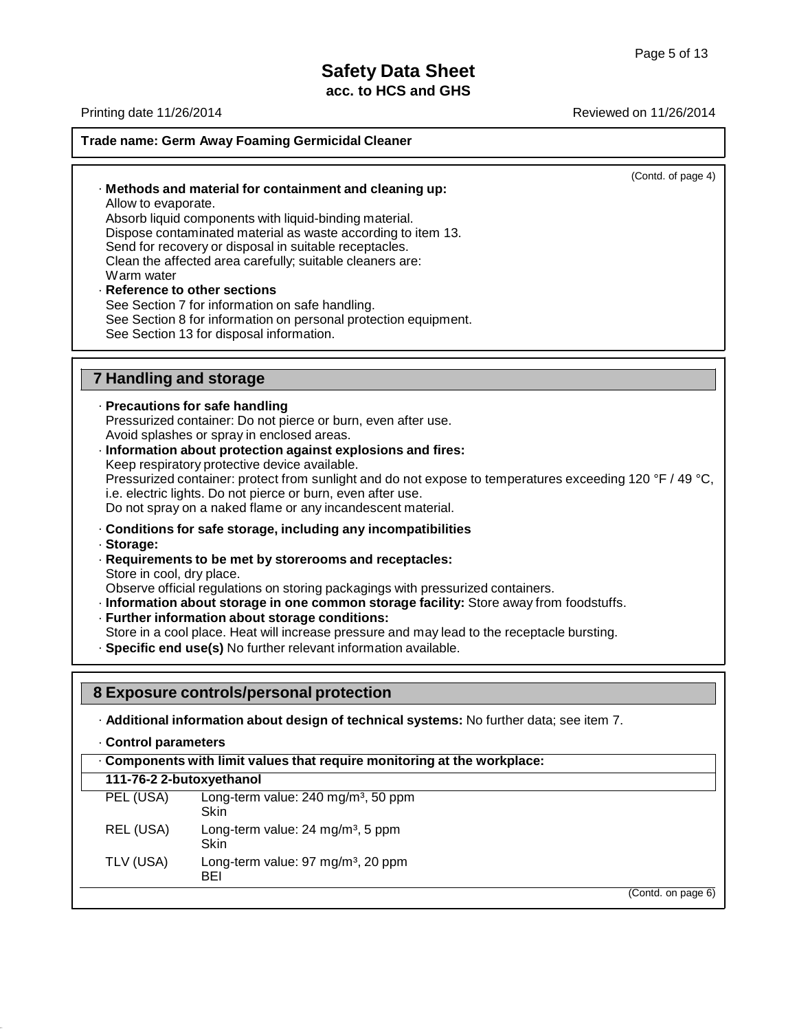**Trade name: Germ Away Foaming Germicidal Cleaner**

(Contd. of page 4)

· **Methods and material for containment and cleaning up:**
Allow to evaporate.
Absorb liquid components with liquid-binding material.
Dispose contaminated material as waste according to item 13.
Send for recovery or disposal in suitable receptacles.
Clean the affected area carefully; suitable cleaners are:
Warm water

· **Reference to other sections**
See Section 7 for information on safe handling.
See Section 8 for information on personal protection equipment.
See Section 13 for disposal information.

## 7 Handling and storage

· **Precautions for safe handling**
Pressurized container: Do not pierce or burn, even after use.
Avoid splashes or spray in enclosed areas.

· **Information about protection against explosions and fires:**
Keep respiratory protective device available.
Pressurized container: protect from sunlight and do not expose to temperatures exceeding 120 °F / 49 °C, i.e. electric lights. Do not pierce or burn, even after use.
Do not spray on a naked flame or any incandescent material.

· **Conditions for safe storage, including any incompatibilities**

· **Storage:**

· **Requirements to be met by storerooms and receptacles:**
Store in cool, dry place.
Observe official regulations on storing packagings with pressurized containers.

· **Information about storage in one common storage facility:** Store away from foodstuffs.

· **Further information about storage conditions:**
Store in a cool place. Heat will increase pressure and may lead to the receptacle bursting.

· **Specific end use(s)** No further relevant information available.

## 8 Exposure controls/personal protection

· **Additional information about design of technical systems:** No further data; see item 7.

· **Control parameters**

· **Components with limit values that require monitoring at the workplace:**

**111-76-2 2-butoxyethanol**

| | |
|---|---|
| PEL (USA) | Long-term value: 240 mg/m³, 50 ppm<br>Skin |
| REL (USA) | Long-term value: 24 mg/m³, 5 ppm<br>Skin |
| TLV (USA) | Long-term value: 97 mg/m³, 20 ppm<br>BEI |

(Contd. on page 6)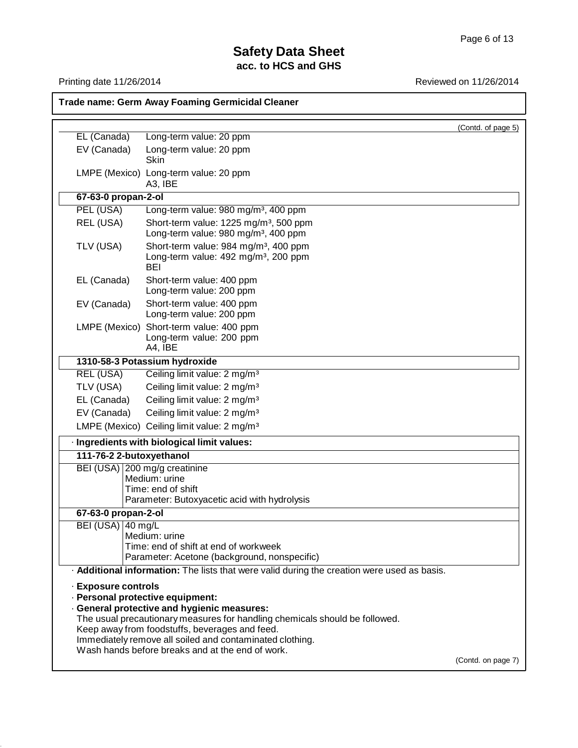**Trade name: Germ Away Foaming Germicidal Cleaner**

(Contd. of page 5)

| | |
|---|---|
| EL (Canada) | Long-term value: 20 ppm |
| EV (Canada) | Long-term value: 20 ppm<br>Skin |
| LMPE (Mexico) | Long-term value: 20 ppm<br>A3, IBE |

**67-63-0 propan-2-ol**

| | |
|---|---|
| PEL (USA) | Long-term value: 980 mg/m³, 400 ppm |
| REL (USA) | Short-term value: 1225 mg/m³, 500 ppm<br>Long-term value: 980 mg/m³, 400 ppm |
| TLV (USA) | Short-term value: 984 mg/m³, 400 ppm<br>Long-term value: 492 mg/m³, 200 ppm<br>BEI |
| EL (Canada) | Short-term value: 400 ppm<br>Long-term value: 200 ppm |
| EV (Canada) | Short-term value: 400 ppm<br>Long-term value: 200 ppm |
| LMPE (Mexico) | Short-term value: 400 ppm<br>Long-term value: 200 ppm<br>A4, IBE |

**1310-58-3 Potassium hydroxide**

| | |
|---|---|
| REL (USA) | Ceiling limit value: 2 mg/m³ |
| TLV (USA) | Ceiling limit value: 2 mg/m³ |
| EL (Canada) | Ceiling limit value: 2 mg/m³ |
| EV (Canada) | Ceiling limit value: 2 mg/m³ |
| LMPE (Mexico) | Ceiling limit value: 2 mg/m³ |

· **Ingredients with biological limit values:**

**111-76-2 2-butoxyethanol**

| | |
|---|---|
| BEI (USA) | 200 mg/g creatinine<br>Medium: urine<br>Time: end of shift<br>Parameter: Butoxyacetic acid with hydrolysis |

**67-63-0 propan-2-ol**

| | |
|---|---|
| BEI (USA) | 40 mg/L<br>Medium: urine<br>Time: end of shift at end of workweek<br>Parameter: Acetone (background, nonspecific) |

· **Additional information:** The lists that were valid during the creation were used as basis.

· **Exposure controls**

· **Personal protective equipment:**

· **General protective and hygienic measures:**

The usual precautionary measures for handling chemicals should be followed.
Keep away from foodstuffs, beverages and feed.
Immediately remove all soiled and contaminated clothing.
Wash hands before breaks and at the end of work.

(Contd. on page 7)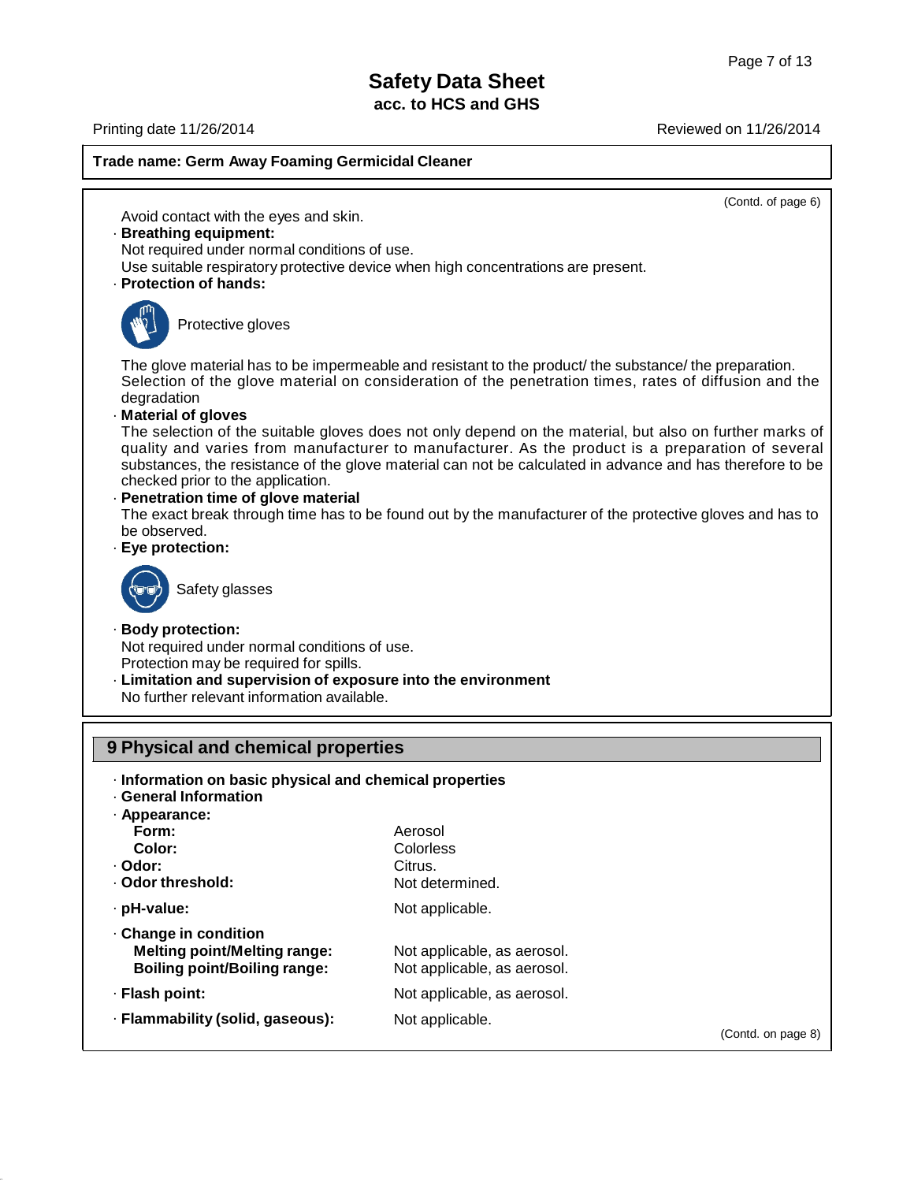**Trade name: Germ Away Foaming Germicidal Cleaner**

(Contd. of page 6)

Avoid contact with the eyes and skin.

· **Breathing equipment:**
Not required under normal conditions of use.
Use suitable respiratory protective device when high concentrations are present.

· **Protection of hands:**

Protective gloves

The glove material has to be impermeable and resistant to the product/ the substance/ the preparation.
Selection of the glove material on consideration of the penetration times, rates of diffusion and the degradation

· **Material of gloves**
The selection of the suitable gloves does not only depend on the material, but also on further marks of quality and varies from manufacturer to manufacturer. As the product is a preparation of several substances, the resistance of the glove material can not be calculated in advance and has therefore to be checked prior to the application.

· **Penetration time of glove material**
The exact break through time has to be found out by the manufacturer of the protective gloves and has to be observed.

· **Eye protection:**

Safety glasses

· **Body protection:**
Not required under normal conditions of use.
Protection may be required for spills.

· **Limitation and supervision of exposure into the environment**
No further relevant information available.

## 9 Physical and chemical properties

· **Information on basic physical and chemical properties**
· **General Information**
· **Appearance:**

| | |
|---|---|
| **Form:** | Aerosol |
| **Color:** | Colorless |
| · **Odor:** | Citrus. |
| · **Odor threshold:** | Not determined. |
| · **pH-value:** | Not applicable. |
| · **Change in condition** | |
| **Melting point/Melting range:** | Not applicable, as aerosol. |
| **Boiling point/Boiling range:** | Not applicable, as aerosol. |
| · **Flash point:** | Not applicable, as aerosol. |
| · **Flammability (solid, gaseous):** | Not applicable. |

(Contd. on page 8)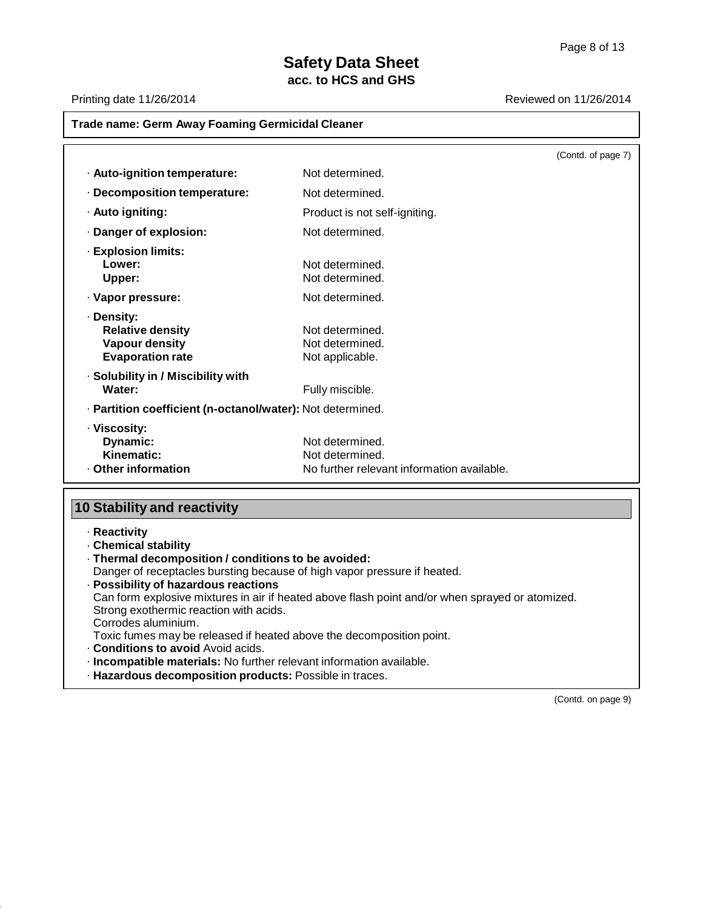**Trade name: Germ Away Foaming Germicidal Cleaner**

(Contd. of page 7)

| | |
|---|---|
| · **Auto-ignition temperature:** | Not determined. |
| · **Decomposition temperature:** | Not determined. |
| · **Auto igniting:** | Product is not self-igniting. |
| · **Danger of explosion:** | Not determined. |
| · **Explosion limits:** | |
| **Lower:** | Not determined. |
| **Upper:** | Not determined. |
| · **Vapor pressure:** | Not determined. |
| · **Density:** | |
| **Relative density** | Not determined. |
| **Vapour density** | Not determined. |
| **Evaporation rate** | Not applicable. |
| · **Solubility in / Miscibility with** | |
| **Water:** | Fully miscible. |
| · **Partition coefficient (n-octanol/water):** | Not determined. |
| · **Viscosity:** | |
| **Dynamic:** | Not determined. |
| **Kinematic:** | Not determined. |
| · **Other information** | No further relevant information available. |

## 10 Stability and reactivity

· **Reactivity**

· **Chemical stability**

· **Thermal decomposition / conditions to be avoided:**
Danger of receptacles bursting because of high vapor pressure if heated.

· **Possibility of hazardous reactions**
Can form explosive mixtures in air if heated above flash point and/or when sprayed or atomized.
Strong exothermic reaction with acids.
Corrodes aluminium.
Toxic fumes may be released if heated above the decomposition point.

· **Conditions to avoid** Avoid acids.

· **Incompatible materials:** No further relevant information available.

· **Hazardous decomposition products:** Possible in traces.

(Contd. on page 9)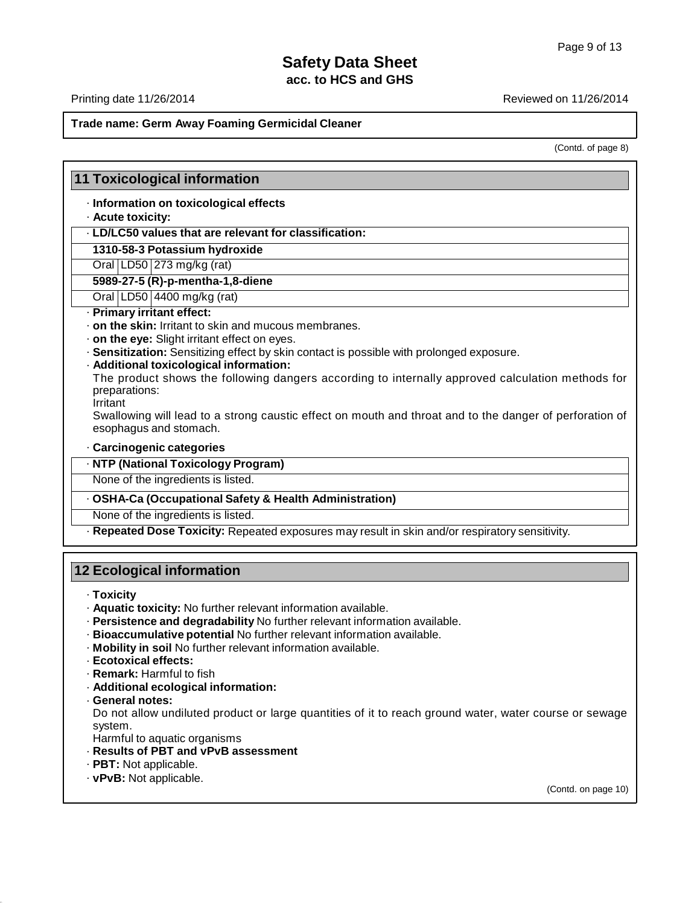**Trade name: Germ Away Foaming Germicidal Cleaner**

(Contd. of page 8)

## 11 Toxicological information

· **Information on toxicological effects**

· **Acute toxicity:**

| · LD/LC50 values that are relevant for classification: | | |
|---|---|---|
| **1310-58-3 Potassium hydroxide** | | |
| Oral | LD50 | 273 mg/kg (rat) |
| **5989-27-5 (R)-p-mentha-1,8-diene** | | |
| Oral | LD50 | 4400 mg/kg (rat) |

· **Primary irritant effect:**

· **on the skin:** Irritant to skin and mucous membranes.

· **on the eye:** Slight irritant effect on eyes.

· **Sensitization:** Sensitizing effect by skin contact is possible with prolonged exposure.

· **Additional toxicological information:**

The product shows the following dangers according to internally approved calculation methods for preparations:

Irritant

Swallowing will lead to a strong caustic effect on mouth and throat and to the danger of perforation of esophagus and stomach.

· **Carcinogenic categories**

| · NTP (National Toxicology Program) |
|---|
| None of the ingredients is listed. |

| · OSHA-Ca (Occupational Safety & Health Administration) |
|---|
| None of the ingredients is listed. |

· **Repeated Dose Toxicity:** Repeated exposures may result in skin and/or respiratory sensitivity.

## 12 Ecological information

· **Toxicity**

· **Aquatic toxicity:** No further relevant information available.

· **Persistence and degradability** No further relevant information available.

· **Bioaccumulative potential** No further relevant information available.

· **Mobility in soil** No further relevant information available.

· **Ecotoxical effects:**

· **Remark:** Harmful to fish

· **Additional ecological information:**

· **General notes:**

Do not allow undiluted product or large quantities of it to reach ground water, water course or sewage system.

Harmful to aquatic organisms

· **Results of PBT and vPvB assessment**

· **PBT:** Not applicable.

· **vPvB:** Not applicable.

(Contd. on page 10)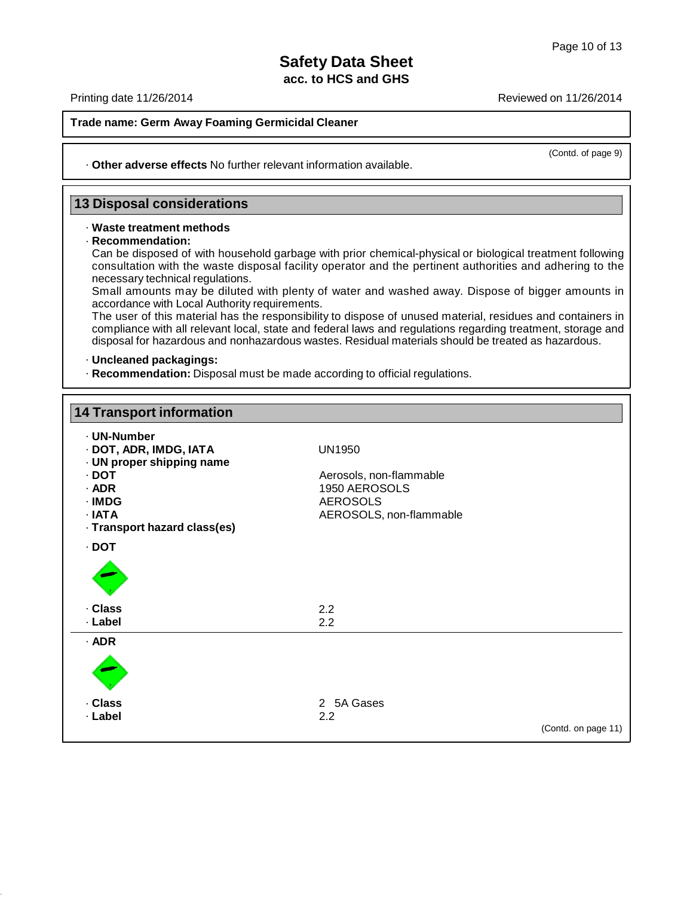# Safety Data Sheet
**acc. to HCS and GHS**

Printing date 11/26/2014 | Reviewed on 11/26/2014

**Trade name: Germ Away Foaming Germicidal Cleaner**

(Contd. of page 9)

· **Other adverse effects** No further relevant information available.

## 13 Disposal considerations

· **Waste treatment methods**
· **Recommendation:**
Can be disposed of with household garbage with prior chemical-physical or biological treatment following consultation with the waste disposal facility operator and the pertinent authorities and adhering to the necessary technical regulations.
Small amounts may be diluted with plenty of water and washed away. Dispose of bigger amounts in accordance with Local Authority requirements.
The user of this material has the responsibility to dispose of unused material, residues and containers in compliance with all relevant local, state and federal laws and regulations regarding treatment, storage and disposal for hazardous and nonhazardous wastes. Residual materials should be treated as hazardous.

· **Uncleaned packagings:**
· **Recommendation:** Disposal must be made according to official regulations.

## 14 Transport information

· **UN-Number**
· **DOT, ADR, IMDG, IATA** UN1950
· **UN proper shipping name**
· **DOT** Aerosols, non-flammable
· **ADR** 1950 AEROSOLS
· **IMDG** AEROSOLS
· **IATA** AEROSOLS, non-flammable
· **Transport hazard class(es)**

· **DOT**

· **Class** 2.2
· **Label** 2.2

· **ADR**

· **Class** 2 5A Gases
· **Label** 2.2

(Contd. on page 11)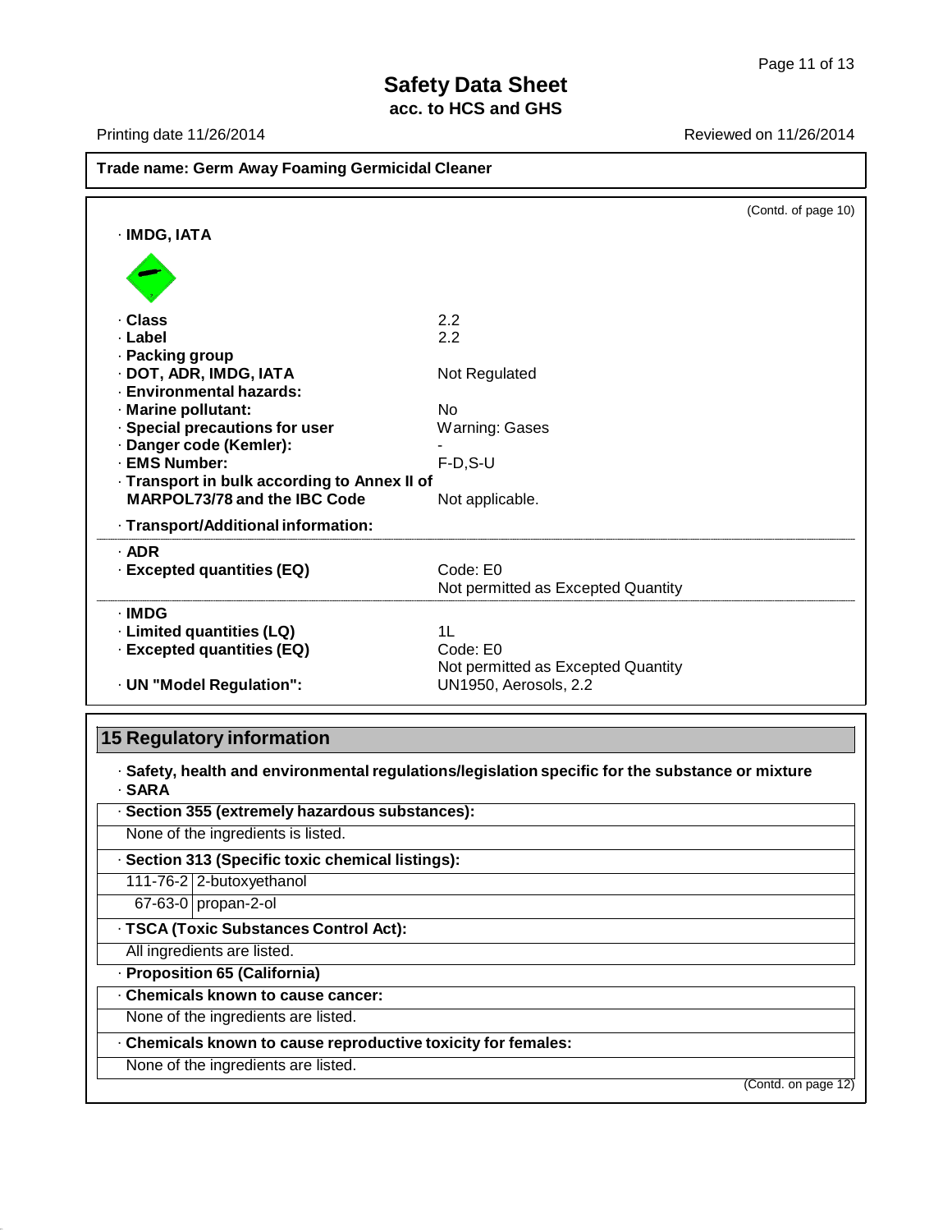**Trade name: Germ Away Foaming Germicidal Cleaner**

(Contd. of page 10)

· **IMDG, IATA**

| | |
|---|---|
| · **Class** | 2.2 |
| · **Label** | 2.2 |
| · **Packing group** | |
| · **DOT, ADR, IMDG, IATA** | Not Regulated |
| · **Environmental hazards:** | |
| · **Marine pollutant:** | No |
| · **Special precautions for user** | Warning: Gases |
| · **Danger code (Kemler):** | - |
| · **EMS Number:** | F-D,S-U |
| · **Transport in bulk according to Annex II of MARPOL73/78 and the IBC Code** | Not applicable. |

· **Transport/Additional information:**

| | |
|---|---|
| · **ADR** | |
| · **Excepted quantities (EQ)** | Code: E0<br>Not permitted as Excepted Quantity |

| | |
|---|---|
| · **IMDG** | |
| · **Limited quantities (LQ)** | 1L |
| · **Excepted quantities (EQ)** | Code: E0<br>Not permitted as Excepted Quantity |
| · **UN "Model Regulation":** | UN1950, Aerosols, 2.2 |

## 15 Regulatory information

· **Safety, health and environmental regulations/legislation specific for the substance or mixture**

· **SARA**

· **Section 355 (extremely hazardous substances):**

None of the ingredients is listed.

· **Section 313 (Specific toxic chemical listings):**

| | |
|---|---|
| 111-76-2 | 2-butoxyethanol |
| 67-63-0 | propan-2-ol |

· **TSCA (Toxic Substances Control Act):**

All ingredients are listed.

· **Proposition 65 (California)**

· **Chemicals known to cause cancer:**

None of the ingredients are listed.

· **Chemicals known to cause reproductive toxicity for females:**

None of the ingredients are listed.

(Contd. on page 12)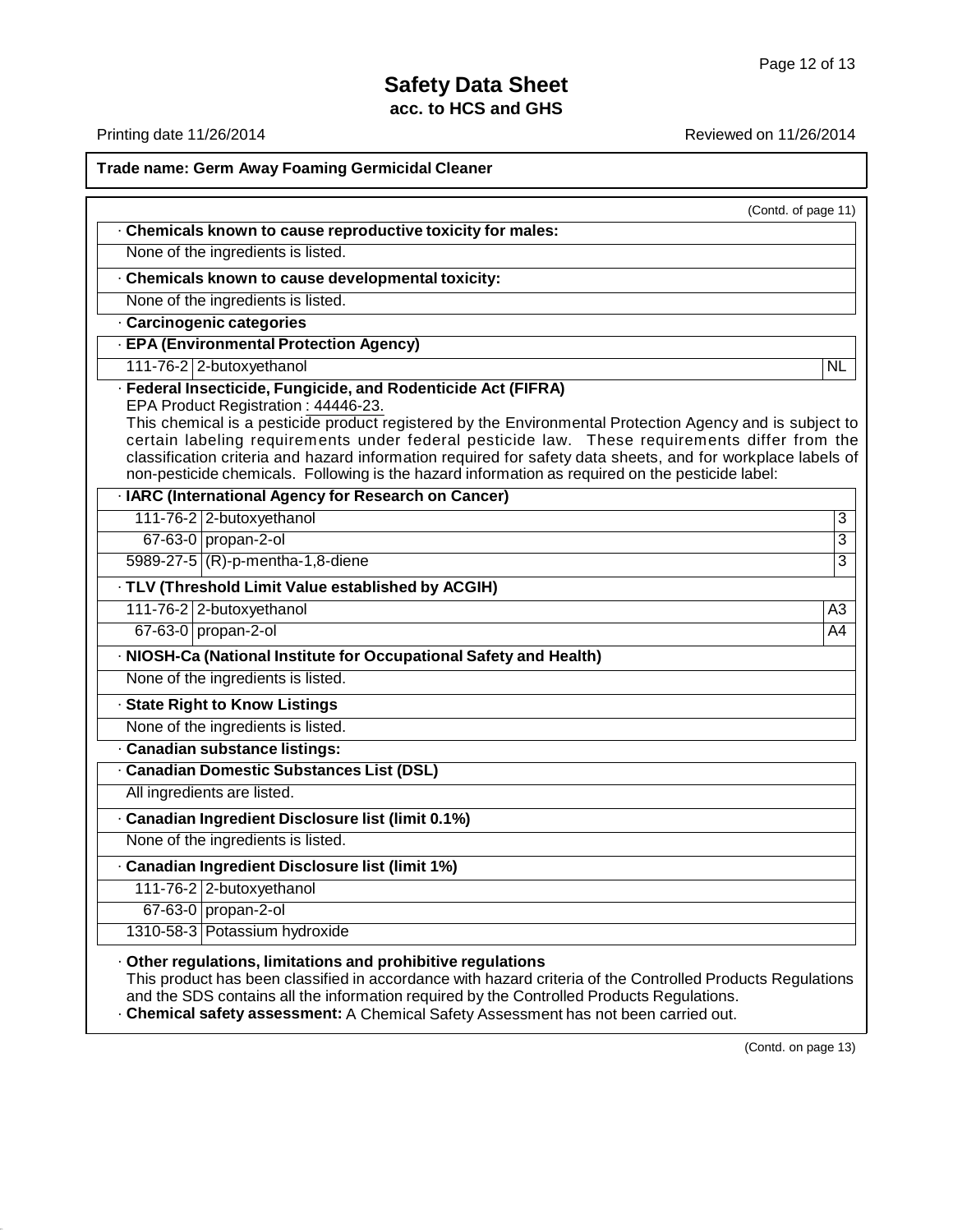**Safety Data Sheet**
**acc. to HCS and GHS**

Printing date 11/26/2014 Reviewed on 11/26/2014

**Trade name: Germ Away Foaming Germicidal Cleaner**

(Contd. of page 11)

· **Chemicals known to cause reproductive toxicity for males:**

None of the ingredients is listed.

· **Chemicals known to cause developmental toxicity:**

None of the ingredients is listed.

· **Carcinogenic categories**

· **EPA (Environmental Protection Agency)**

| | | |
|---|---|---|
| 111-76-2 | 2-butoxyethanol | NL |

· **Federal Insecticide, Fungicide, and Rodenticide Act (FIFRA)**

EPA Product Registration : 44446-23.

This chemical is a pesticide product registered by the Environmental Protection Agency and is subject to certain labeling requirements under federal pesticide law. These requirements differ from the classification criteria and hazard information required for safety data sheets, and for workplace labels of non-pesticide chemicals. Following is the hazard information as required on the pesticide label:

· **IARC (International Agency for Research on Cancer)**

| | | |
|---|---|---|
| 111-76-2 | 2-butoxyethanol | 3 |
| 67-63-0 | propan-2-ol | 3 |
| 5989-27-5 | (R)-p-mentha-1,8-diene | 3 |

· **TLV (Threshold Limit Value established by ACGIH)**

| | | |
|---|---|---|
| 111-76-2 | 2-butoxyethanol | A3 |
| 67-63-0 | propan-2-ol | A4 |

· **NIOSH-Ca (National Institute for Occupational Safety and Health)**

None of the ingredients is listed.

· **State Right to Know Listings**

None of the ingredients is listed.

· **Canadian substance listings:**

· **Canadian Domestic Substances List (DSL)**

All ingredients are listed.

· **Canadian Ingredient Disclosure list (limit 0.1%)**

None of the ingredients is listed.

· **Canadian Ingredient Disclosure list (limit 1%)**

| | |
|---|---|
| 111-76-2 | 2-butoxyethanol |
| 67-63-0 | propan-2-ol |
| 1310-58-3 | Potassium hydroxide |

· **Other regulations, limitations and prohibitive regulations**

This product has been classified in accordance with hazard criteria of the Controlled Products Regulations and the SDS contains all the information required by the Controlled Products Regulations.

· **Chemical safety assessment:** A Chemical Safety Assessment has not been carried out.

(Contd. on page 13)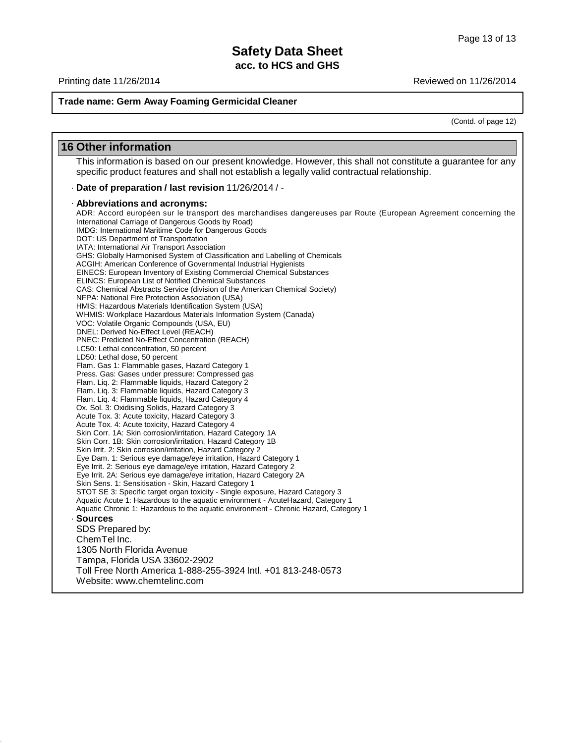## 16 Other information

This information is based on our present knowledge. However, this shall not constitute a guarantee for any specific product features and shall not establish a legally valid contractual relationship.

· **Date of preparation / last revision** 11/26/2014 / -

· **Abbreviations and acronyms:**

ADR: Accord européen sur le transport des marchandises dangereuses par Route (European Agreement concerning the International Carriage of Dangerous Goods by Road)
IMDG: International Maritime Code for Dangerous Goods
DOT: US Department of Transportation
IATA: International Air Transport Association
GHS: Globally Harmonised System of Classification and Labelling of Chemicals
ACGIH: American Conference of Governmental Industrial Hygienists
EINECS: European Inventory of Existing Commercial Chemical Substances
ELINCS: European List of Notified Chemical Substances
CAS: Chemical Abstracts Service (division of the American Chemical Society)
NFPA: National Fire Protection Association (USA)
HMIS: Hazardous Materials Identification System (USA)
WHMIS: Workplace Hazardous Materials Information System (Canada)
VOC: Volatile Organic Compounds (USA, EU)
DNEL: Derived No-Effect Level (REACH)
PNEC: Predicted No-Effect Concentration (REACH)
LC50: Lethal concentration, 50 percent
LD50: Lethal dose, 50 percent
Flam. Gas 1: Flammable gases, Hazard Category 1
Press. Gas: Gases under pressure: Compressed gas
Flam. Liq. 2: Flammable liquids, Hazard Category 2
Flam. Liq. 3: Flammable liquids, Hazard Category 3
Flam. Liq. 4: Flammable liquids, Hazard Category 4
Ox. Sol. 3: Oxidising Solids, Hazard Category 3
Acute Tox. 3: Acute toxicity, Hazard Category 3
Acute Tox. 4: Acute toxicity, Hazard Category 4
Skin Corr. 1A: Skin corrosion/irritation, Hazard Category 1A
Skin Corr. 1B: Skin corrosion/irritation, Hazard Category 1B
Skin Irrit. 2: Skin corrosion/irritation, Hazard Category 2
Eye Dam. 1: Serious eye damage/eye irritation, Hazard Category 1
Eye Irrit. 2: Serious eye damage/eye irritation, Hazard Category 2
Eye Irrit. 2A: Serious eye damage/eye irritation, Hazard Category 2A
Skin Sens. 1: Sensitisation - Skin, Hazard Category 1
STOT SE 3: Specific target organ toxicity - Single exposure, Hazard Category 3
Aquatic Acute 1: Hazardous to the aquatic environment - AcuteHazard, Category 1
Aquatic Chronic 1: Hazardous to the aquatic environment - Chronic Hazard, Category 1

· **Sources**

SDS Prepared by:
ChemTel Inc.
1305 North Florida Avenue
Tampa, Florida USA 33602-2902
Toll Free North America 1-888-255-3924 Intl. +01 813-248-0573
Website: www.chemtelinc.com